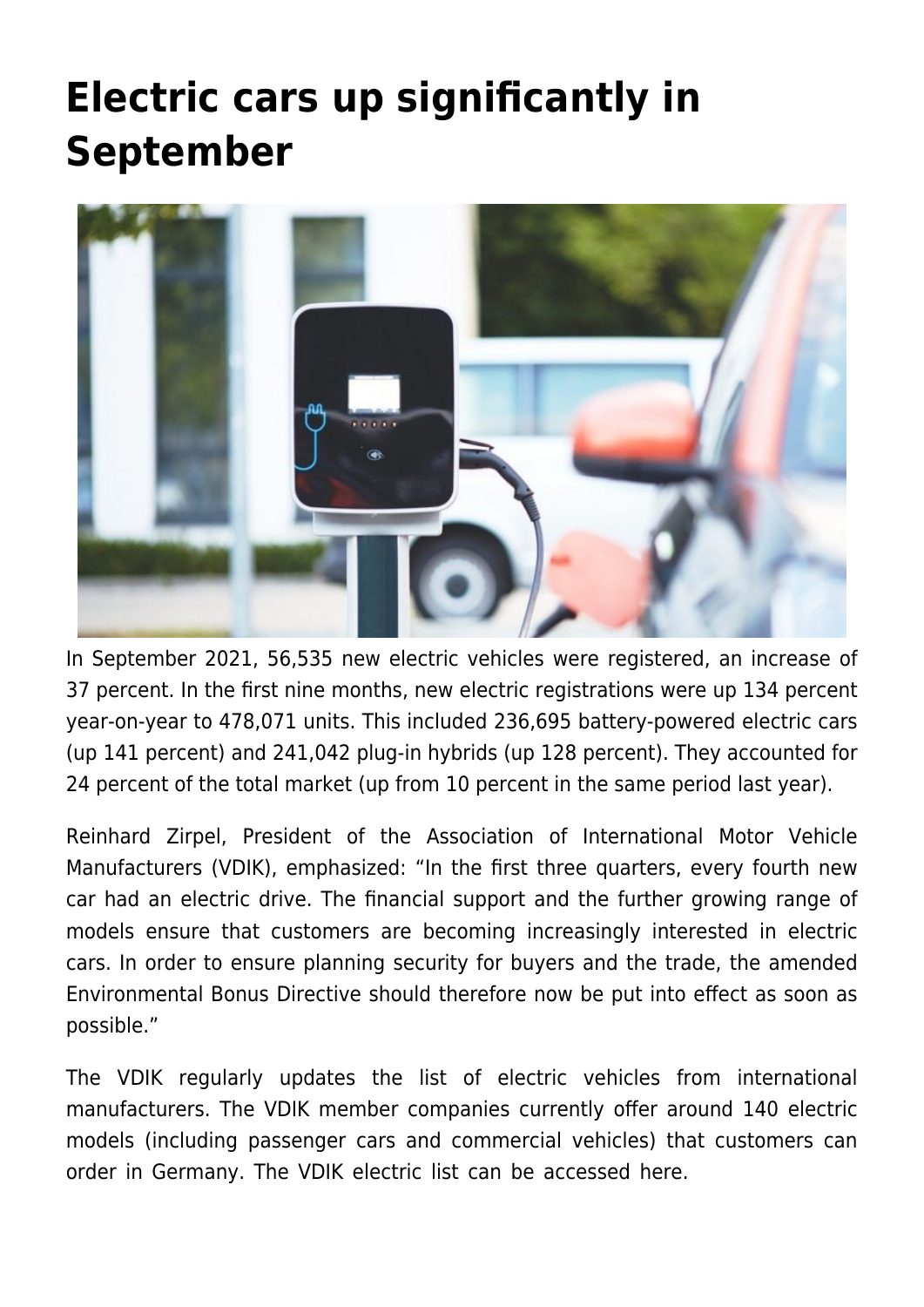# Electric cars up significantly in September

In September 2021, 56,535 new electric vehicles were registered, an increase of 37 percent. In the first nine months, new electric registrations were up 134 percent year-on-year to 478,071 units. This included 236,695 battery-powered electric cars (up 141 percent) and 241,042 plug-in hybrids (up 128 percent). They accounted for 24 percent of the total market (up from 10 percent in the same period last year).

Reinhard Zirpel, President of the Association of International Motor Vehicle Manufacturers (VDIK), emphasized: “In the first three quarters, every fourth new car had an electric drive. The financial support and the further growing range of models ensure that customers are becoming increasingly interested in electric cars. In order to ensure planning security for buyers and the trade, the amended Environmental Bonus Directive should therefore now be put into effect as soon as possible.”

The VDIK regularly updates the list of electric vehicles from international manufacturers. The VDIK member companies currently offer around 140 electric models (including passenger cars and commercial vehicles) that customers can order in Germany. The VDIK electric list can be accessed here.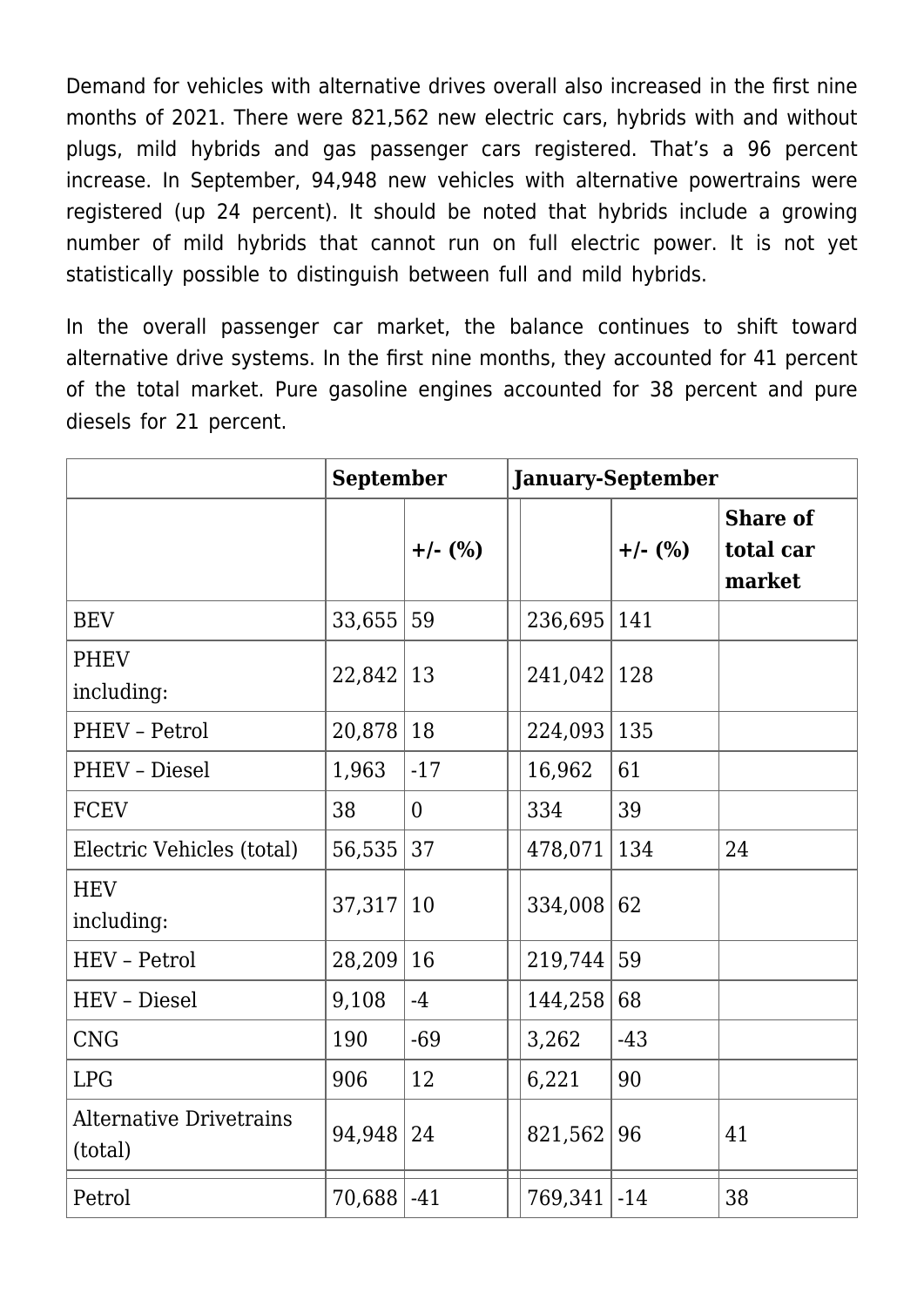Demand for vehicles with alternative drives overall also increased in the first nine months of 2021. There were 821,562 new electric cars, hybrids with and without plugs, mild hybrids and gas passenger cars registered. That's a 96 percent increase. In September, 94,948 new vehicles with alternative powertrains were registered (up 24 percent). It should be noted that hybrids include a growing number of mild hybrids that cannot run on full electric power. It is not yet statistically possible to distinguish between full and mild hybrids.

In the overall passenger car market, the balance continues to shift toward alternative drive systems. In the first nine months, they accounted for 41 percent of the total market. Pure gasoline engines accounted for 38 percent and pure diesels for 21 percent.

| | **September** | | **January-September** | | |
|---|---|---|---|---|---|
| | | **+/- (%)** | | **+/- (%)** | **Share of total car market** |
| BEV | 33,655 | 59 | 236,695 | 141 | |
| PHEV including: | 22,842 | 13 | 241,042 | 128 | |
| PHEV – Petrol | 20,878 | 18 | 224,093 | 135 | |
| PHEV – Diesel | 1,963 | -17 | 16,962 | 61 | |
| FCEV | 38 | 0 | 334 | 39 | |
| Electric Vehicles (total) | 56,535 | 37 | 478,071 | 134 | 24 |
| HEV including: | 37,317 | 10 | 334,008 | 62 | |
| HEV – Petrol | 28,209 | 16 | 219,744 | 59 | |
| HEV – Diesel | 9,108 | -4 | 144,258 | 68 | |
| CNG | 190 | -69 | 3,262 | -43 | |
| LPG | 906 | 12 | 6,221 | 90 | |
| Alternative Drivetrains (total) | 94,948 | 24 | 821,562 | 96 | 41 |
| Petrol | 70,688 | -41 | 769,341 | -14 | 38 |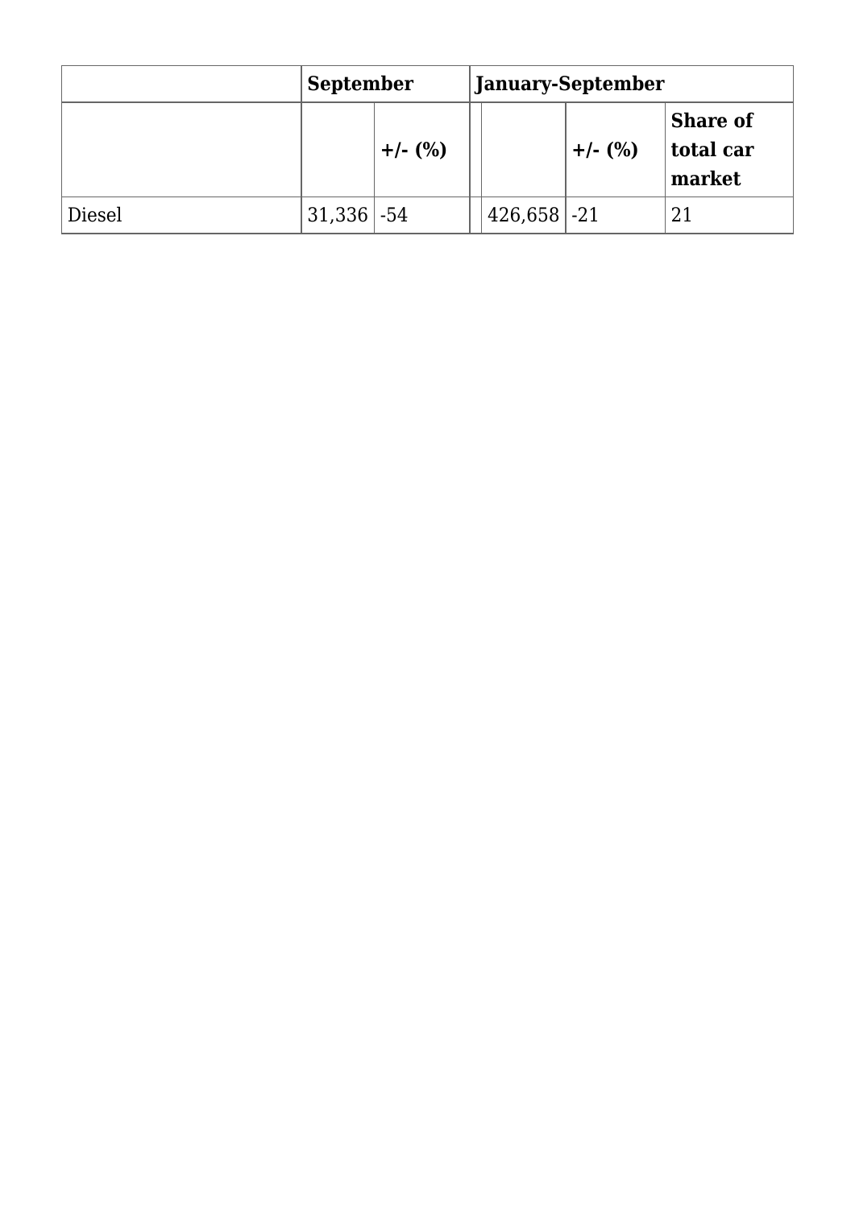| | September | | January-September | | | |
|---|---|---|---|---|---|---|
| | | +/- (%) | | | +/- (%) | Share of total car market |
| Diesel | 31,336 | -54 | | 426,658 | -21 | 21 |